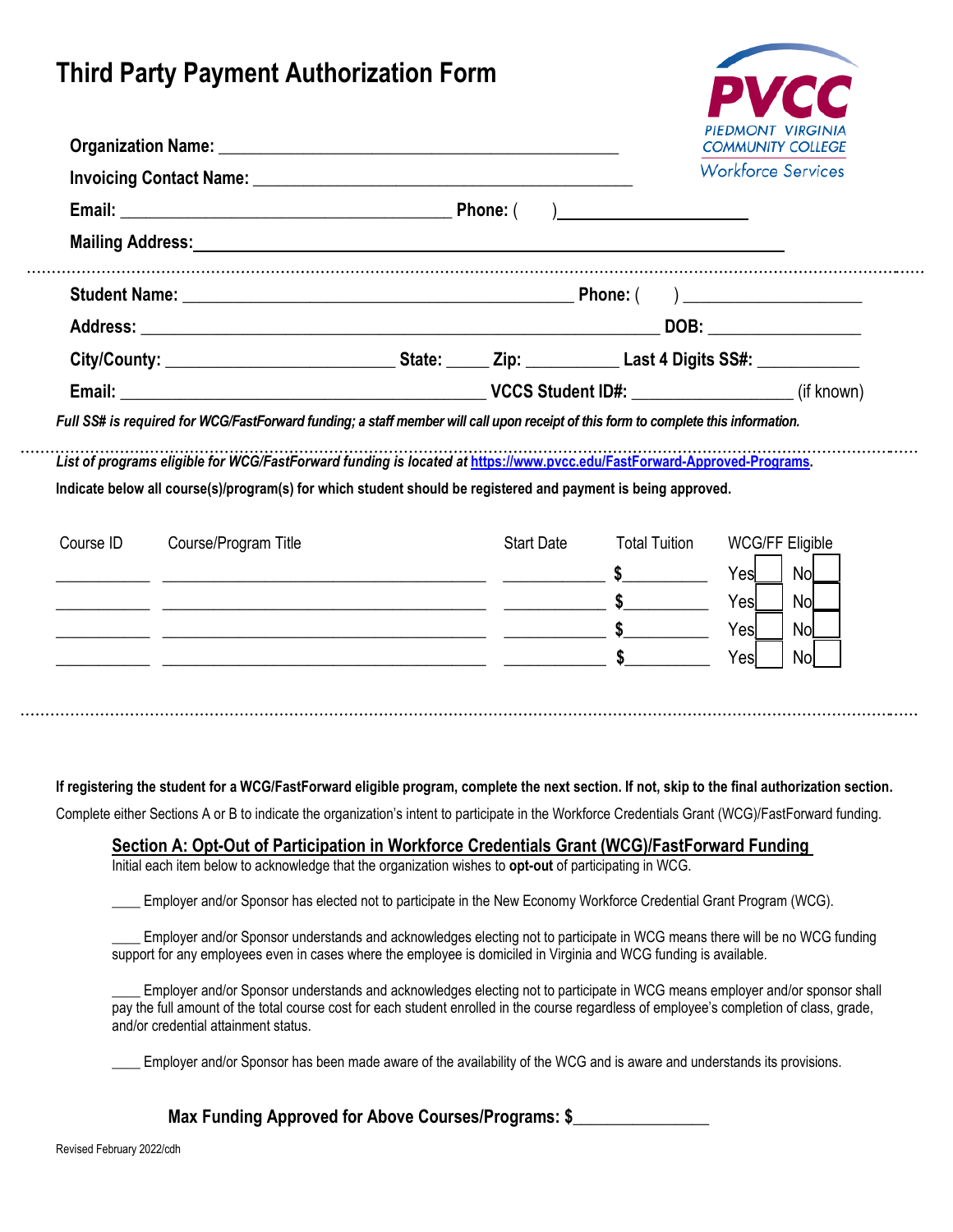# Third Party Payment Authorization Form

PVCC
PIEDMONT VIRGINIA COMMUNITY COLLEGE
Workforce Services

**Organization Name:** ___________________________________________

**Invoicing Contact Name:** ______________________________________

**Email:** ____________________________________ **Phone:** ( ) ____________________

**Mailing Address:** _______________________________________________________________

---

**Student Name:** __________________________________________ **Phone:** ( ) ___________________

**Address:** _________________________________________________________ **DOB:** ________________

**City/County:** _________________________ **State:** _____ **Zip:** __________ **Last 4 Digits SS#:** ___________

**Email:** __________________________________________ **VCCS Student ID#:** _________________ (if known)

***Full SS# is required for WCG/FastForward funding; a staff member will call upon receipt of this form to complete this information.***

---

***List of programs eligible for WCG/FastForward funding is located at [https://www.pvcc.edu/FastForward-Approved-Programs](https://www.pvcc.edu/FastForward-Approved-Programs).***

**Indicate below all course(s)/program(s) for which student should be registered and payment is being approved.**

| Course ID | Course/Program Title | Start Date | Total Tuition | WCG/FF Eligible |
|---|---|---|---|---|
| __________ | ____________________________________ | ___________ | $_________ | Yes ☐ No ☐ |
| __________ | ____________________________________ | ___________ | $_________ | Yes ☐ No ☐ |
| __________ | ____________________________________ | ___________ | $_________ | Yes ☐ No ☐ |
| __________ | ____________________________________ | ___________ | $_________ | Yes ☐ No ☐ |

---

**If registering the student for a WCG/FastForward eligible program, complete the next section. If not, skip to the final authorization section.**

Complete either Sections A or B to indicate the organization's intent to participate in the Workforce Credentials Grant (WCG)/FastForward funding.

## Section A: Opt-Out of Participation in Workforce Credentials Grant (WCG)/FastForward Funding

Initial each item below to acknowledge that the organization wishes to **opt-out** of participating in WCG.

____ Employer and/or Sponsor has elected not to participate in the New Economy Workforce Credential Grant Program (WCG).

____ Employer and/or Sponsor understands and acknowledges electing not to participate in WCG means there will be no WCG funding support for any employees even in cases where the employee is domiciled in Virginia and WCG funding is available.

____ Employer and/or Sponsor understands and acknowledges electing not to participate in WCG means employer and/or sponsor shall pay the full amount of the total course cost for each student enrolled in the course regardless of employee's completion of class, grade, and/or credential attainment status.

____ Employer and/or Sponsor has been made aware of the availability of the WCG and is aware and understands its provisions.

**Max Funding Approved for Above Courses/Programs: $_______________**

Revised February 2022/cdh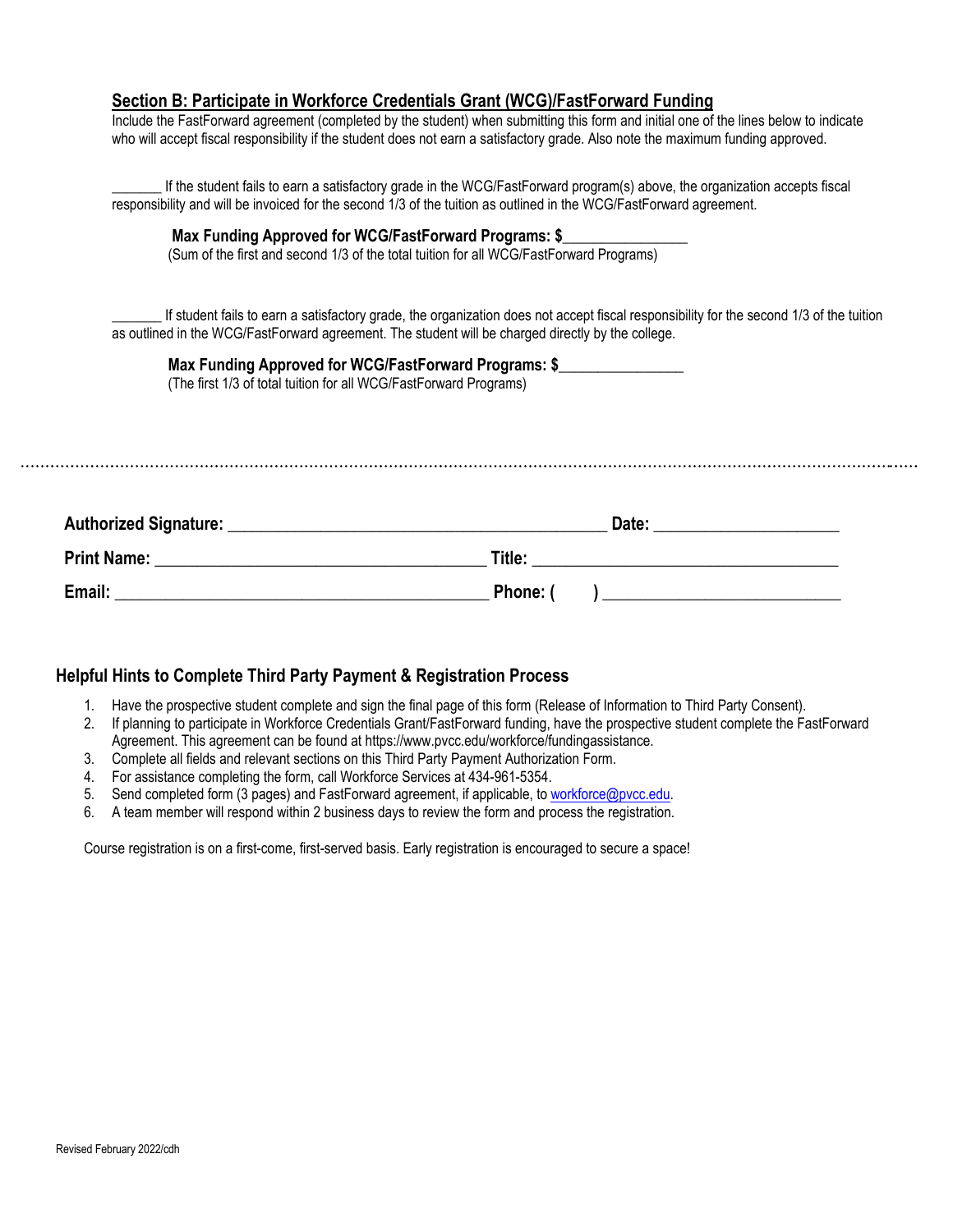## Section B: Participate in Workforce Credentials Grant (WCG)/FastForward Funding

Include the FastForward agreement (completed by the student) when submitting this form and initial one of the lines below to indicate who will accept fiscal responsibility if the student does not earn a satisfactory grade. Also note the maximum funding approved.

_______ If the student fails to earn a satisfactory grade in the WCG/FastForward program(s) above, the organization accepts fiscal responsibility and will be invoiced for the second 1/3 of the tuition as outlined in the WCG/FastForward agreement.

**Max Funding Approved for WCG/FastForward Programs: $________________**
(Sum of the first and second 1/3 of the total tuition for all WCG/FastForward Programs)

_______ If student fails to earn a satisfactory grade, the organization does not accept fiscal responsibility for the second 1/3 of the tuition as outlined in the WCG/FastForward agreement. The student will be charged directly by the college.

**Max Funding Approved for WCG/FastForward Programs: $________________**
(The first 1/3 of total tuition for all WCG/FastForward Programs)

---

**Authorized Signature:** ____________________________________________ **Date:** ______________________

**Print Name:** ______________________________________ **Title:** ____________________________________

**Email:** ____________________________________________ **Phone: (      )** ____________________________

## Helpful Hints to Complete Third Party Payment & Registration Process

1. Have the prospective student complete and sign the final page of this form (Release of Information to Third Party Consent).
2. If planning to participate in Workforce Credentials Grant/FastForward funding, have the prospective student complete the FastForward Agreement. This agreement can be found at https://www.pvcc.edu/workforce/fundingassistance.
3. Complete all fields and relevant sections on this Third Party Payment Authorization Form.
4. For assistance completing the form, call Workforce Services at 434-961-5354.
5. Send completed form (3 pages) and FastForward agreement, if applicable, to workforce@pvcc.edu.
6. A team member will respond within 2 business days to review the form and process the registration.

Course registration is on a first-come, first-served basis. Early registration is encouraged to secure a space!

Revised February 2022/cdh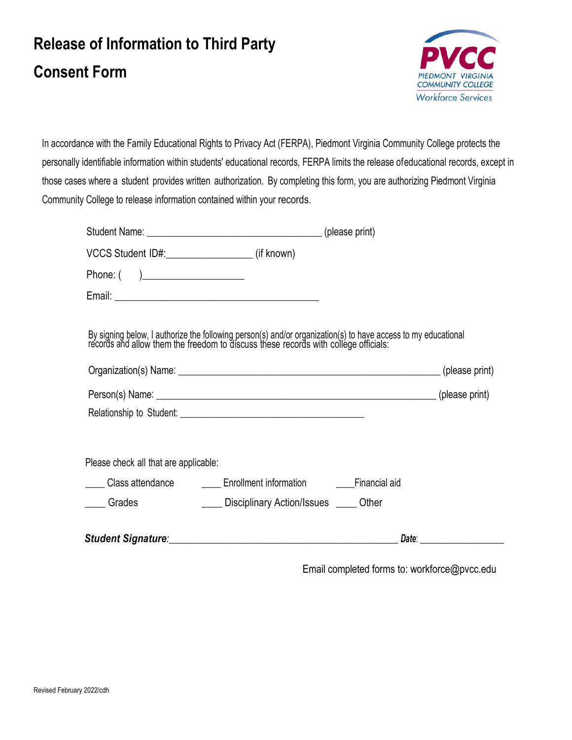# Release of Information to Third Party Consent Form

PVCC
PIEDMONT VIRGINIA COMMUNITY COLLEGE
Workforce Services

In accordance with the Family Educational Rights to Privacy Act (FERPA), Piedmont Virginia Community College protects the personally identifiable information within students' educational records, FERPA limits the release ofeducational records, except in those cases where a student provides written authorization. By completing this form, you are authorizing Piedmont Virginia Community College to release information contained within your records.

Student Name: ________________________________ (please print)

VCCS Student ID#:_______________ (if known)

Phone: ( )__________________

Email: ______________________________________

By signing below, I authorize the following person(s) and/or organization(s) to have access to my educational records and allow them the freedom to discuss these records with college officials:

Organization(s) Name: ________________________________________________ (please print)

Person(s) Name: ____________________________________________________ (please print)

Relationship to Student: __________________________________

Please check all that are applicable:

____ Class attendance ____ Enrollment information ____Financial aid

____ Grades ____ Disciplinary Action/Issues ____ Other

***Student Signature***:_________________________________________ ***Date***: _______________

Email completed forms to: workforce@pvcc.edu

Revised February 2022/cdh